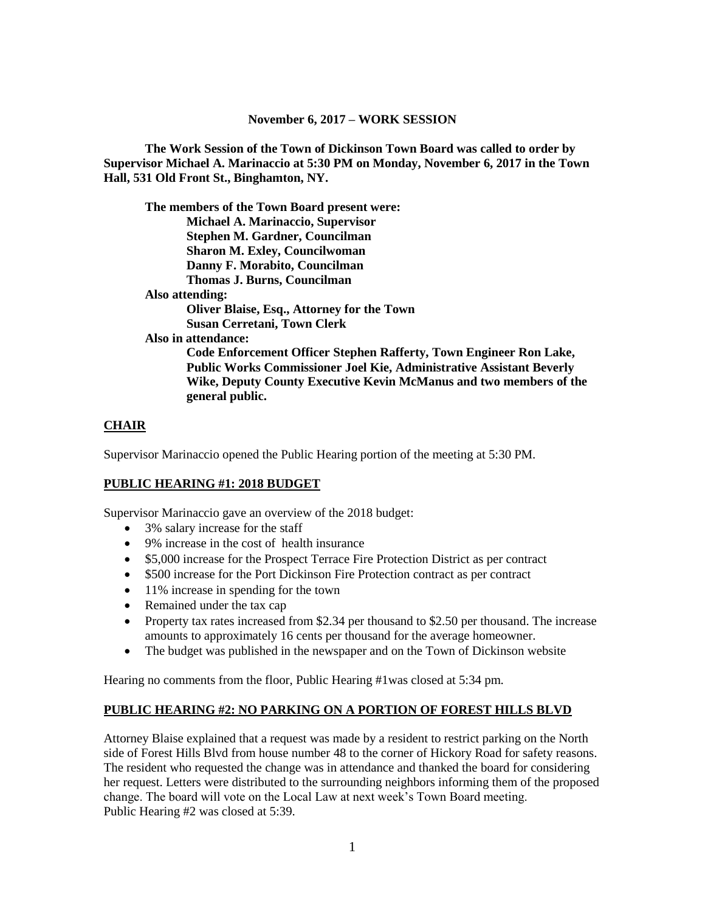**November 6, 2017 – WORK SESSION**

**The Work Session of the Town of Dickinson Town Board was called to order by Supervisor Michael A. Marinaccio at 5:30 PM on Monday, November 6, 2017 in the Town Hall, 531 Old Front St., Binghamton, NY.**

**The members of the Town Board present were:**
**Michael A. Marinaccio, Supervisor**
**Stephen M. Gardner, Councilman**
**Sharon M. Exley, Councilwoman**
**Danny F. Morabito, Councilman**
**Thomas J. Burns, Councilman**

**Also attending:**
**Oliver Blaise, Esq., Attorney for the Town**
**Susan Cerretani, Town Clerk**

**Also in attendance:**
**Code Enforcement Officer Stephen Rafferty, Town Engineer Ron Lake, Public Works Commissioner Joel Kie, Administrative Assistant Beverly Wike, Deputy County Executive Kevin McManus and two members of the general public.**

## CHAIR

Supervisor Marinaccio opened the Public Hearing portion of the meeting at 5:30 PM.

## PUBLIC HEARING #1: 2018 BUDGET

Supervisor Marinaccio gave an overview of the 2018 budget:

- 3% salary increase for the staff
- 9% increase in the cost of health insurance
- $5,000 increase for the Prospect Terrace Fire Protection District as per contract
- $500 increase for the Port Dickinson Fire Protection contract as per contract
- 11% increase in spending for the town
- Remained under the tax cap
- Property tax rates increased from $2.34 per thousand to $2.50 per thousand. The increase amounts to approximately 16 cents per thousand for the average homeowner.
- The budget was published in the newspaper and on the Town of Dickinson website

Hearing no comments from the floor, Public Hearing #1was closed at 5:34 pm.

## PUBLIC HEARING #2: NO PARKING ON A PORTION OF FOREST HILLS BLVD

Attorney Blaise explained that a request was made by a resident to restrict parking on the North side of Forest Hills Blvd from house number 48 to the corner of Hickory Road for safety reasons. The resident who requested the change was in attendance and thanked the board for considering her request. Letters were distributed to the surrounding neighbors informing them of the proposed change. The board will vote on the Local Law at next week's Town Board meeting.
Public Hearing #2 was closed at 5:39.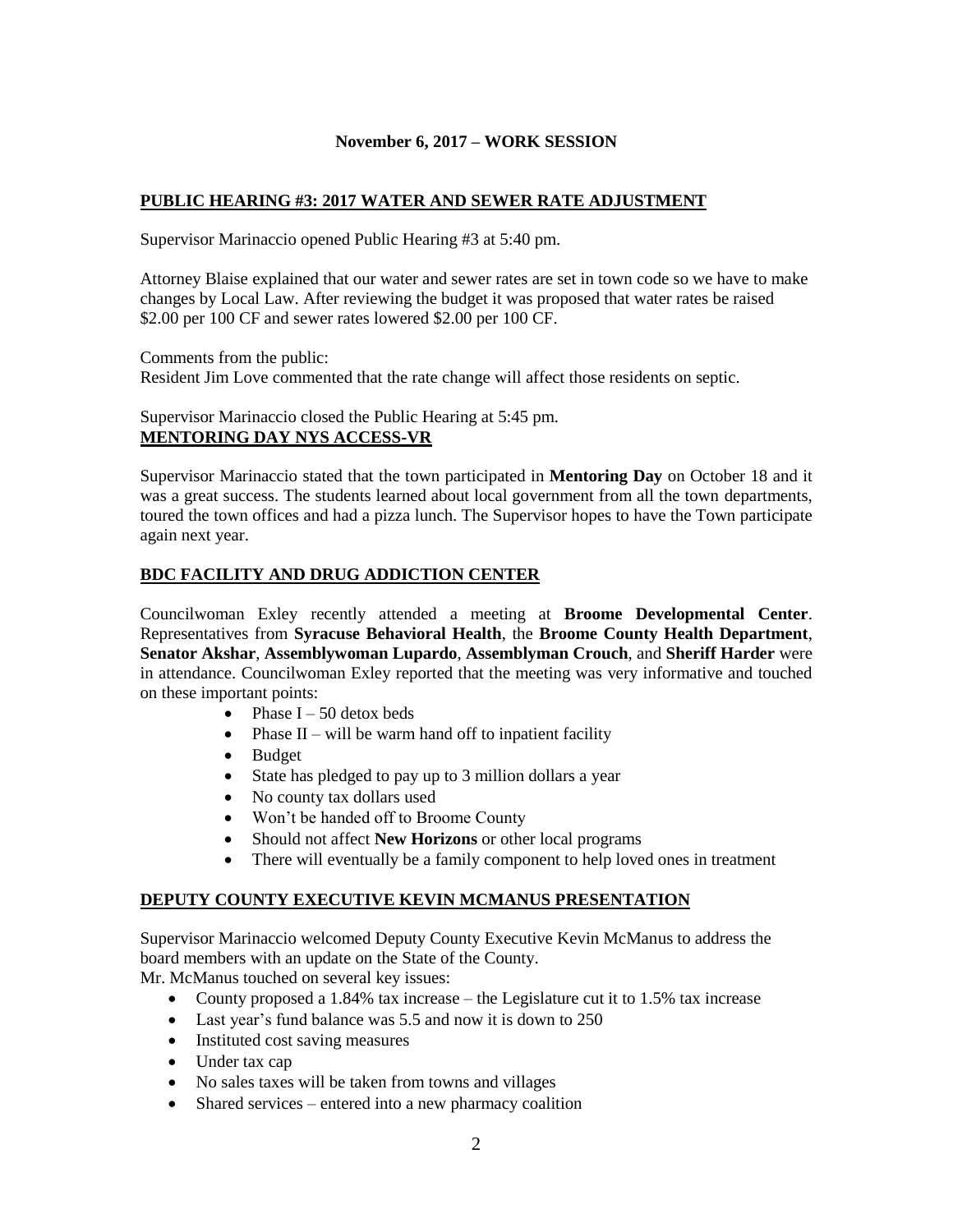**November 6, 2017 – WORK SESSION**

## PUBLIC HEARING #3: 2017 WATER AND SEWER RATE ADJUSTMENT

Supervisor Marinaccio opened Public Hearing #3 at 5:40 pm.

Attorney Blaise explained that our water and sewer rates are set in town code so we have to make changes by Local Law. After reviewing the budget it was proposed that water rates be raised $2.00 per 100 CF and sewer rates lowered $2.00 per 100 CF.

Comments from the public:
Resident Jim Love commented that the rate change will affect those residents on septic.

Supervisor Marinaccio closed the Public Hearing at 5:45 pm.

## MENTORING DAY NYS ACCESS-VR

Supervisor Marinaccio stated that the town participated in **Mentoring Day** on October 18 and it was a great success. The students learned about local government from all the town departments, toured the town offices and had a pizza lunch. The Supervisor hopes to have the Town participate again next year.

## BDC FACILITY AND DRUG ADDICTION CENTER

Councilwoman Exley recently attended a meeting at **Broome Developmental Center**. Representatives from **Syracuse Behavioral Health**, the **Broome County Health Department**, **Senator Akshar**, **Assemblywoman Lupardo**, **Assemblyman Crouch**, and **Sheriff Harder** were in attendance. Councilwoman Exley reported that the meeting was very informative and touched on these important points:

- Phase I – 50 detox beds
- Phase II – will be warm hand off to inpatient facility
- Budget
- State has pledged to pay up to 3 million dollars a year
- No county tax dollars used
- Won't be handed off to Broome County
- Should not affect **New Horizons** or other local programs
- There will eventually be a family component to help loved ones in treatment

## DEPUTY COUNTY EXECUTIVE KEVIN MCMANUS PRESENTATION

Supervisor Marinaccio welcomed Deputy County Executive Kevin McManus to address the board members with an update on the State of the County.
Mr. McManus touched on several key issues:

- County proposed a 1.84% tax increase – the Legislature cut it to 1.5% tax increase
- Last year's fund balance was 5.5 and now it is down to 250
- Instituted cost saving measures
- Under tax cap
- No sales taxes will be taken from towns and villages
- Shared services – entered into a new pharmacy coalition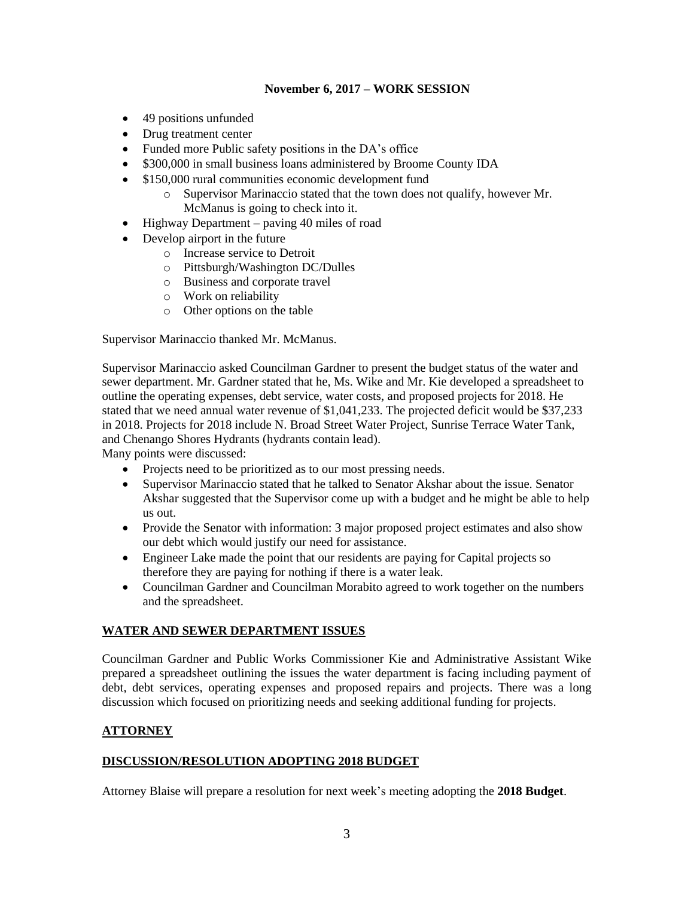**November 6, 2017 – WORK SESSION**

- 49 positions unfunded
- Drug treatment center
- Funded more Public safety positions in the DA's office
- \$300,000 in small business loans administered by Broome County IDA
- \$150,000 rural communities economic development fund
  - Supervisor Marinaccio stated that the town does not qualify, however Mr. McManus is going to check into it.
- Highway Department – paving 40 miles of road
- Develop airport in the future
  - Increase service to Detroit
  - Pittsburgh/Washington DC/Dulles
  - Business and corporate travel
  - Work on reliability
  - Other options on the table

Supervisor Marinaccio thanked Mr. McManus.

Supervisor Marinaccio asked Councilman Gardner to present the budget status of the water and sewer department. Mr. Gardner stated that he, Ms. Wike and Mr. Kie developed a spreadsheet to outline the operating expenses, debt service, water costs, and proposed projects for 2018. He stated that we need annual water revenue of \$1,041,233. The projected deficit would be \$37,233 in 2018. Projects for 2018 include N. Broad Street Water Project, Sunrise Terrace Water Tank, and Chenango Shores Hydrants (hydrants contain lead).
Many points were discussed:

- Projects need to be prioritized as to our most pressing needs.
- Supervisor Marinaccio stated that he talked to Senator Akshar about the issue. Senator Akshar suggested that the Supervisor come up with a budget and he might be able to help us out.
- Provide the Senator with information: 3 major proposed project estimates and also show our debt which would justify our need for assistance.
- Engineer Lake made the point that our residents are paying for Capital projects so therefore they are paying for nothing if there is a water leak.
- Councilman Gardner and Councilman Morabito agreed to work together on the numbers and the spreadsheet.

## WATER AND SEWER DEPARTMENT ISSUES

Councilman Gardner and Public Works Commissioner Kie and Administrative Assistant Wike prepared a spreadsheet outlining the issues the water department is facing including payment of debt, debt services, operating expenses and proposed repairs and projects. There was a long discussion which focused on prioritizing needs and seeking additional funding for projects.

## ATTORNEY

## DISCUSSION/RESOLUTION ADOPTING 2018 BUDGET

Attorney Blaise will prepare a resolution for next week's meeting adopting the **2018 Budget**.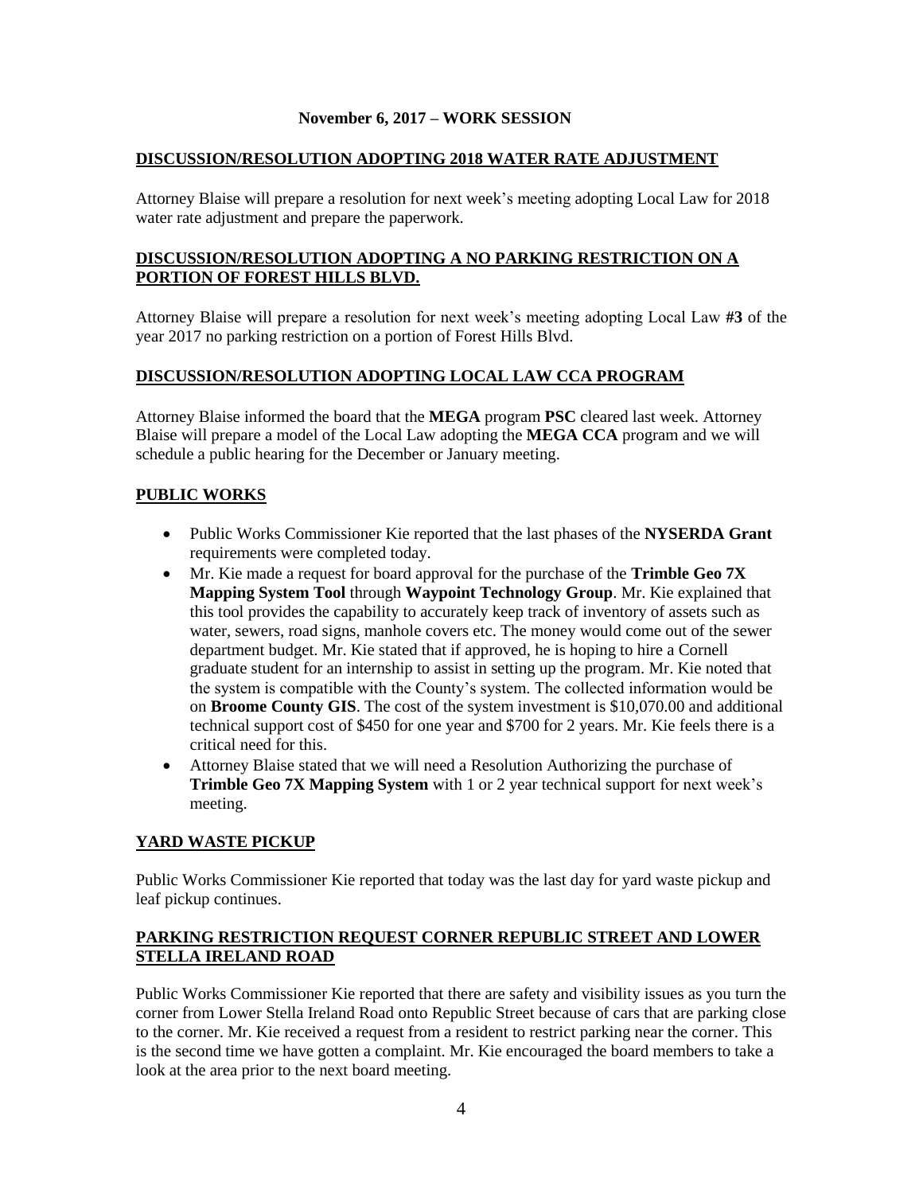**November 6, 2017 – WORK SESSION**

**DISCUSSION/RESOLUTION ADOPTING 2018 WATER RATE ADJUSTMENT**

Attorney Blaise will prepare a resolution for next week's meeting adopting Local Law for 2018 water rate adjustment and prepare the paperwork.

**DISCUSSION/RESOLUTION ADOPTING A NO PARKING RESTRICTION ON A PORTION OF FOREST HILLS BLVD.**

Attorney Blaise will prepare a resolution for next week's meeting adopting Local Law **#3** of the year 2017 no parking restriction on a portion of Forest Hills Blvd.

**DISCUSSION/RESOLUTION ADOPTING LOCAL LAW CCA PROGRAM**

Attorney Blaise informed the board that the **MEGA** program **PSC** cleared last week. Attorney Blaise will prepare a model of the Local Law adopting the **MEGA CCA** program and we will schedule a public hearing for the December or January meeting.

**PUBLIC WORKS**

- Public Works Commissioner Kie reported that the last phases of the **NYSERDA Grant** requirements were completed today.
- Mr. Kie made a request for board approval for the purchase of the **Trimble Geo 7X Mapping System Tool** through **Waypoint Technology Group**. Mr. Kie explained that this tool provides the capability to accurately keep track of inventory of assets such as water, sewers, road signs, manhole covers etc. The money would come out of the sewer department budget. Mr. Kie stated that if approved, he is hoping to hire a Cornell graduate student for an internship to assist in setting up the program. Mr. Kie noted that the system is compatible with the County's system. The collected information would be on **Broome County GIS**. The cost of the system investment is $10,070.00 and additional technical support cost of $450 for one year and $700 for 2 years. Mr. Kie feels there is a critical need for this.
- Attorney Blaise stated that we will need a Resolution Authorizing the purchase of **Trimble Geo 7X Mapping System** with 1 or 2 year technical support for next week's meeting.

**YARD WASTE PICKUP**

Public Works Commissioner Kie reported that today was the last day for yard waste pickup and leaf pickup continues.

**PARKING RESTRICTION REQUEST CORNER REPUBLIC STREET AND LOWER STELLA IRELAND ROAD**

Public Works Commissioner Kie reported that there are safety and visibility issues as you turn the corner from Lower Stella Ireland Road onto Republic Street because of cars that are parking close to the corner. Mr. Kie received a request from a resident to restrict parking near the corner. This is the second time we have gotten a complaint. Mr. Kie encouraged the board members to take a look at the area prior to the next board meeting.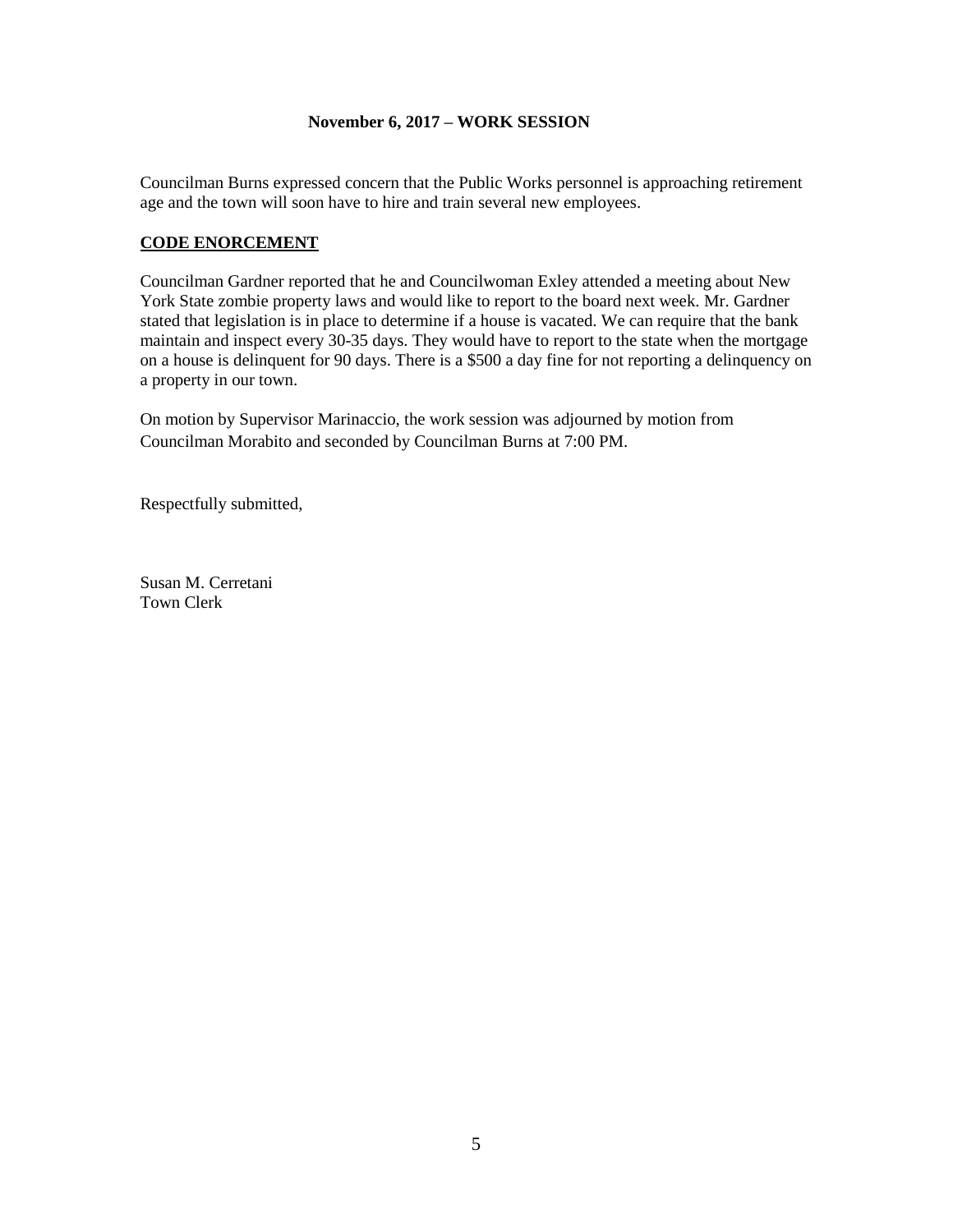**November 6, 2017 – WORK SESSION**

Councilman Burns expressed concern that the Public Works personnel is approaching retirement age and the town will soon have to hire and train several new employees.

**CODE ENORCEMENT**

Councilman Gardner reported that he and Councilwoman Exley attended a meeting about New York State zombie property laws and would like to report to the board next week. Mr. Gardner stated that legislation is in place to determine if a house is vacated. We can require that the bank maintain and inspect every 30-35 days. They would have to report to the state when the mortgage on a house is delinquent for 90 days. There is a $500 a day fine for not reporting a delinquency on a property in our town.

On motion by Supervisor Marinaccio, the work session was adjourned by motion from Councilman Morabito and seconded by Councilman Burns at 7:00 PM.

Respectfully submitted,

Susan M. Cerretani
Town Clerk